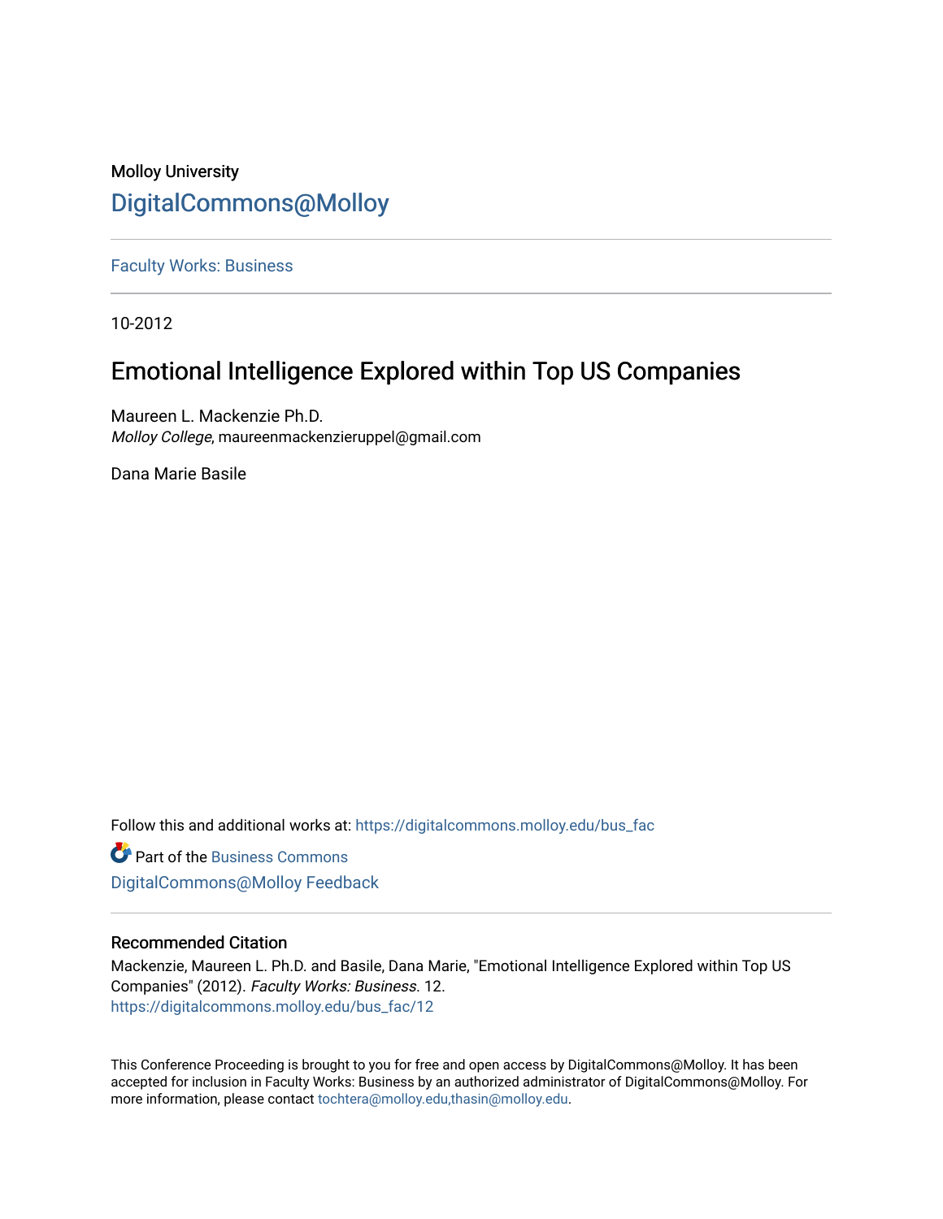Molloy University

DigitalCommons@Molloy

Faculty Works: Business

10-2012

# Emotional Intelligence Explored within Top US Companies

Maureen L. Mackenzie Ph.D.
*Molloy College*, maureenmackenzieruppel@gmail.com

Dana Marie Basile

Follow this and additional works at: https://digitalcommons.molloy.edu/bus_fac

Part of the Business Commons

DigitalCommons@Molloy Feedback

## Recommended Citation

Mackenzie, Maureen L. Ph.D. and Basile, Dana Marie, "Emotional Intelligence Explored within Top US Companies" (2012). *Faculty Works: Business*. 12.
https://digitalcommons.molloy.edu/bus_fac/12

This Conference Proceeding is brought to you for free and open access by DigitalCommons@Molloy. It has been accepted for inclusion in Faculty Works: Business by an authorized administrator of DigitalCommons@Molloy. For more information, please contact tochtera@molloy.edu,thasin@molloy.edu.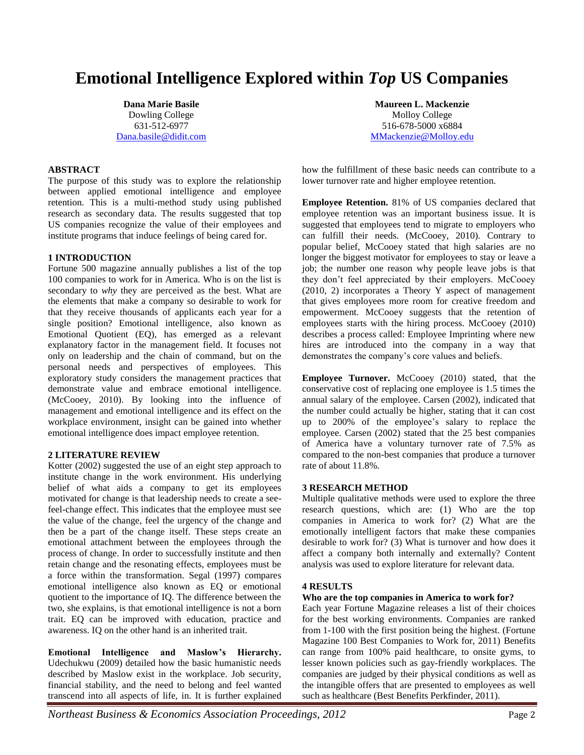# Emotional Intelligence Explored within *Top* US Companies

**Dana Marie Basile**
Dowling College
631-512-6977
Dana.basile@didit.com

**Maureen L. Mackenzie**
Molloy College
516-678-5000 x6884
MMackenzie@Molloy.edu

## ABSTRACT

The purpose of this study was to explore the relationship between applied emotional intelligence and employee retention. This is a multi-method study using published research as secondary data. The results suggested that top US companies recognize the value of their employees and institute programs that induce feelings of being cared for.

## 1 INTRODUCTION

Fortune 500 magazine annually publishes a list of the top 100 companies to work for in America. Who is on the list is secondary to *why* they are perceived as the best. What are the elements that make a company so desirable to work for that they receive thousands of applicants each year for a single position? Emotional intelligence, also known as Emotional Quotient (EQ), has emerged as a relevant explanatory factor in the management field. It focuses not only on leadership and the chain of command, but on the personal needs and perspectives of employees. This exploratory study considers the management practices that demonstrate value and embrace emotional intelligence. (McCooey, 2010). By looking into the influence of management and emotional intelligence and its effect on the workplace environment, insight can be gained into whether emotional intelligence does impact employee retention.

## 2 LITERATURE REVIEW

Kotter (2002) suggested the use of an eight step approach to institute change in the work environment. His underlying belief of what aids a company to get its employees motivated for change is that leadership needs to create a see-feel-change effect. This indicates that the employee must see the value of the change, feel the urgency of the change and then be a part of the change itself. These steps create an emotional attachment between the employees through the process of change. In order to successfully institute and then retain change and the resonating effects, employees must be a force within the transformation. Segal (1997) compares emotional intelligence also known as EQ or emotional quotient to the importance of IQ. The difference between the two, she explains, is that emotional intelligence is not a born trait. EQ can be improved with education, practice and awareness. IQ on the other hand is an inherited trait.

**Emotional Intelligence and Maslow's Hierarchy.** Udechukwu (2009) detailed how the basic humanistic needs described by Maslow exist in the workplace. Job security, financial stability, and the need to belong and feel wanted transcend into all aspects of life, in. It is further explained how the fulfillment of these basic needs can contribute to a lower turnover rate and higher employee retention.

**Employee Retention.** 81% of US companies declared that employee retention was an important business issue. It is suggested that employees tend to migrate to employers who can fulfill their needs. (McCooey, 2010). Contrary to popular belief, McCooey stated that high salaries are no longer the biggest motivator for employees to stay or leave a job; the number one reason why people leave jobs is that they don't feel appreciated by their employers. McCooey (2010, 2) incorporates a Theory Y aspect of management that gives employees more room for creative freedom and empowerment. McCooey suggests that the retention of employees starts with the hiring process. McCooey (2010) describes a process called: Employee Imprinting where new hires are introduced into the company in a way that demonstrates the company's core values and beliefs.

**Employee Turnover.** McCooey (2010) stated, that the conservative cost of replacing one employee is 1.5 times the annual salary of the employee. Carsen (2002), indicated that the number could actually be higher, stating that it can cost up to 200% of the employee's salary to replace the employee. Carsen (2002) stated that the 25 best companies of America have a voluntary turnover rate of 7.5% as compared to the non-best companies that produce a turnover rate of about 11.8%.

## 3 RESEARCH METHOD

Multiple qualitative methods were used to explore the three research questions, which are: (1) Who are the top companies in America to work for? (2) What are the emotionally intelligent factors that make these companies desirable to work for? (3) What is turnover and how does it affect a company both internally and externally? Content analysis was used to explore literature for relevant data.

## 4 RESULTS

**Who are the top companies in America to work for?**

Each year Fortune Magazine releases a list of their choices for the best working environments. Companies are ranked from 1-100 with the first position being the highest. (Fortune Magazine 100 Best Companies to Work for, 2011) Benefits can range from 100% paid healthcare, to onsite gyms, to lesser known policies such as gay-friendly workplaces. The companies are judged by their physical conditions as well as the intangible offers that are presented to employees as well such as healthcare (Best Benefits Perkfinder, 2011).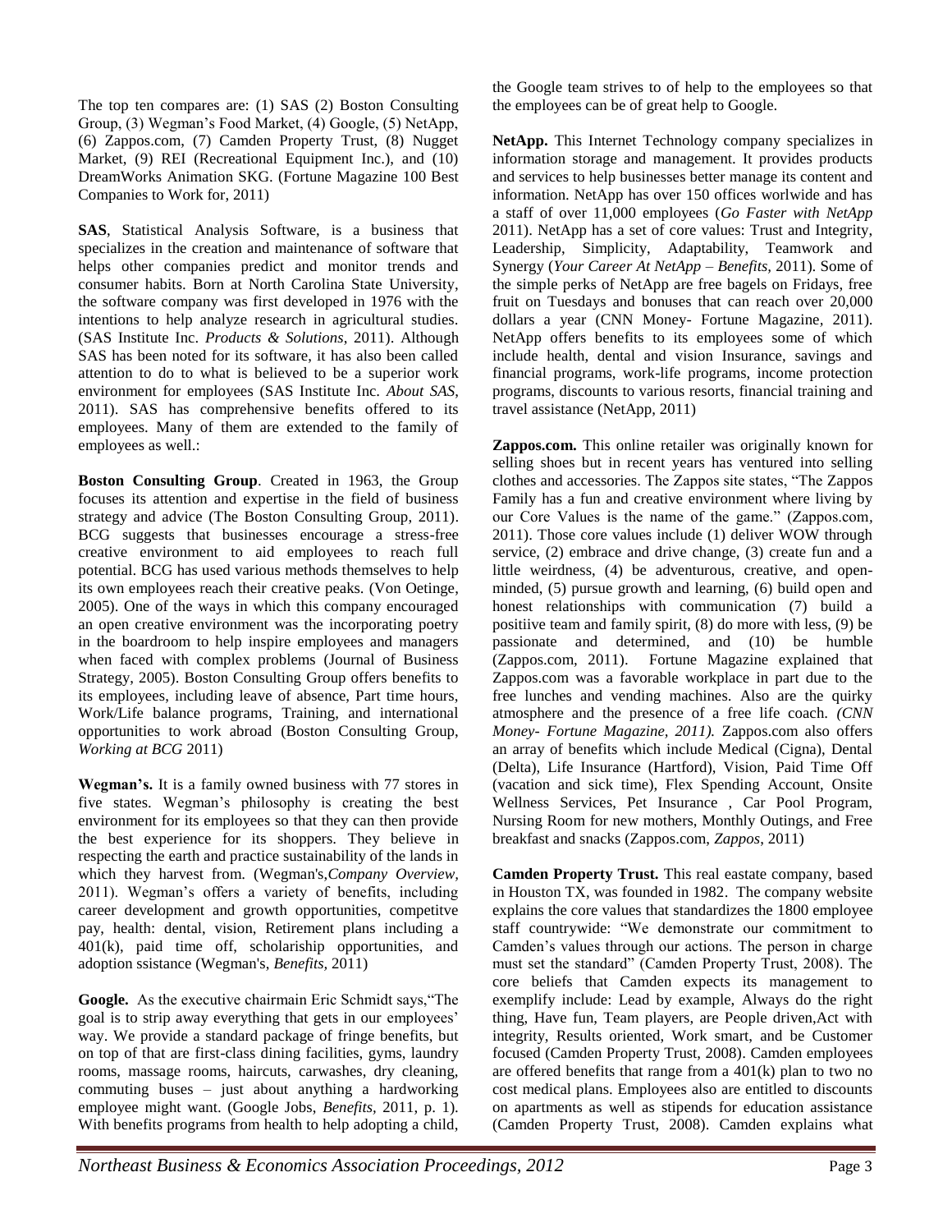The top ten compares are: (1) SAS (2) Boston Consulting Group, (3) Wegman's Food Market, (4) Google, (5) NetApp, (6) Zappos.com, (7) Camden Property Trust, (8) Nugget Market, (9) REI (Recreational Equipment Inc.), and (10) DreamWorks Animation SKG. (Fortune Magazine 100 Best Companies to Work for, 2011)

**SAS**, Statistical Analysis Software, is a business that specializes in the creation and maintenance of software that helps other companies predict and monitor trends and consumer habits. Born at North Carolina State University, the software company was first developed in 1976 with the intentions to help analyze research in agricultural studies. (SAS Institute Inc. *Products & Solutions*, 2011). Although SAS has been noted for its software, it has also been called attention to do to what is believed to be a superior work environment for employees (SAS Institute Inc. *About SAS*, 2011). SAS has comprehensive benefits offered to its employees. Many of them are extended to the family of employees as well.:

**Boston Consulting Group**. Created in 1963, the Group focuses its attention and expertise in the field of business strategy and advice (The Boston Consulting Group, 2011). BCG suggests that businesses encourage a stress-free creative environment to aid employees to reach full potential. BCG has used various methods themselves to help its own employees reach their creative peaks. (Von Oetinge, 2005). One of the ways in which this company encouraged an open creative environment was the incorporating poetry in the boardroom to help inspire employees and managers when faced with complex problems (Journal of Business Strategy, 2005). Boston Consulting Group offers benefits to its employees, including leave of absence, Part time hours, Work/Life balance programs, Training, and international opportunities to work abroad (Boston Consulting Group, *Working at BCG* 2011)

**Wegman's.** It is a family owned business with 77 stores in five states. Wegman's philosophy is creating the best environment for its employees so that they can then provide the best experience for its shoppers. They believe in respecting the earth and practice sustainability of the lands in which they harvest from. (Wegman's,*Company Overview,* 2011). Wegman's offers a variety of benefits, including career development and growth opportunities, competitve pay, health: dental, vision, Retirement plans including a 401(k), paid time off, scholarship opportunities, and adoption ssistance (Wegman's, *Benefits,* 2011)

**Google.** As the executive chairmain Eric Schmidt says,"The goal is to strip away everything that gets in our employees' way. We provide a standard package of fringe benefits, but on top of that are first-class dining facilities, gyms, laundry rooms, massage rooms, haircuts, carwashes, dry cleaning, commuting buses – just about anything a hardworking employee might want. (Google Jobs, *Benefits,* 2011, p. 1). With benefits programs from health to help adopting a child, the Google team strives to of help to the employees so that the employees can be of great help to Google.

**NetApp.** This Internet Technology company specializes in information storage and management. It provides products and services to help businesses better manage its content and information. NetApp has over 150 offices worlwide and has a staff of over 11,000 employees (*Go Faster with NetApp* 2011). NetApp has a set of core values: Trust and Integrity, Leadership, Simplicity, Adaptability, Teamwork and Synergy (*Your Career At NetApp – Benefits,* 2011). Some of the simple perks of NetApp are free bagels on Fridays, free fruit on Tuesdays and bonuses that can reach over 20,000 dollars a year (CNN Money- Fortune Magazine, 2011). NetApp offers benefits to its employees some of which include health, dental and vision Insurance, savings and financial programs, work-life programs, income protection programs, discounts to various resorts, financial training and travel assistance (NetApp, 2011)

**Zappos.com.** This online retailer was originally known for selling shoes but in recent years has ventured into selling clothes and accessories. The Zappos site states, "The Zappos Family has a fun and creative environment where living by our Core Values is the name of the game." (Zappos.com, 2011). Those core values include (1) deliver WOW through service, (2) embrace and drive change, (3) create fun and a little weirdness, (4) be adventurous, creative, and open-minded, (5) pursue growth and learning, (6) build open and honest relationships with communication (7) build a positiive team and family spirit, (8) do more with less, (9) be passionate and determined, and (10) be humble (Zappos.com, 2011). Fortune Magazine explained that Zappos.com was a favorable workplace in part due to the free lunches and vending machines. Also are the quirky atmosphere and the presence of a free life coach. *(CNN Money- Fortune Magazine, 2011).* Zappos.com also offers an array of benefits which include Medical (Cigna), Dental (Delta), Life Insurance (Hartford), Vision, Paid Time Off (vacation and sick time), Flex Spending Account, Onsite Wellness Services, Pet Insurance , Car Pool Program, Nursing Room for new mothers, Monthly Outings, and Free breakfast and snacks (Zappos.com, *Zappos*, 2011)

**Camden Property Trust.** This real eastate company, based in Houston TX, was founded in 1982. The company website explains the core values that standardizes the 1800 employee staff countrywide: "We demonstrate our commitment to Camden's values through our actions. The person in charge must set the standard" (Camden Property Trust, 2008). The core beliefs that Camden expects its management to exemplify include: Lead by example, Always do the right thing, Have fun, Team players, are People driven,Act with integrity, Results oriented, Work smart, and be Customer focused (Camden Property Trust, 2008). Camden employees are offered benefits that range from a 401(k) plan to two no cost medical plans. Employees also are entitled to discounts on apartments as well as stipends for education assistance (Camden Property Trust, 2008). Camden explains what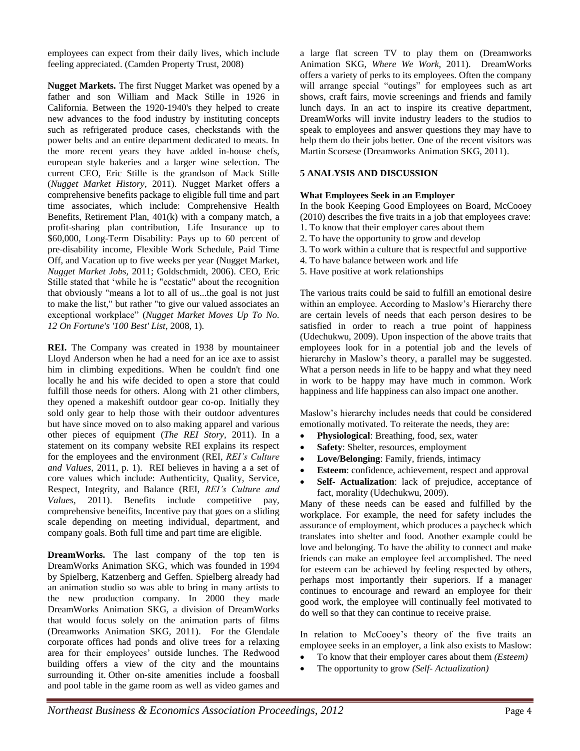employees can expect from their daily lives, which include feeling appreciated. (Camden Property Trust, 2008)

**Nugget Markets.** The first Nugget Market was opened by a father and son William and Mack Stille in 1926 in California. Between the 1920-1940's they helped to create new advances to the food industry by instituting concepts such as refrigerated produce cases, checkstands with the power belts and an entire department dedicated to meats. In the more recent years they have added in-house chefs, european style bakeries and a larger wine selection. The current CEO, Eric Stille is the grandson of Mack Stille (*Nugget Market History*, 2011). Nugget Market offers a comprehensive benefits package to eligible full time and part time associates, which include: Comprehensive Health Benefits, Retirement Plan, 401(k) with a company match, a profit-sharing plan contribution, Life Insurance up to $60,000, Long-Term Disability: Pays up to 60 percent of pre-disability income, Flexible Work Schedule, Paid Time Off, and Vacation up to five weeks per year (Nugget Market, *Nugget Market Jobs*, 2011; Goldschmidt, 2006). CEO, Eric Stille stated that 'while he is "ecstatic" about the recognition that obviously "means a lot to all of us...the goal is not just to make the list," but rather "to give our valued associates an exceptional workplace" (*Nugget Market Moves Up To No. 12 On Fortune's '100 Best' List*, 2008, 1).

**REI.** The Company was created in 1938 by mountaineer Lloyd Anderson when he had a need for an ice axe to assist him in climbing expeditions. When he couldn't find one locally he and his wife decided to open a store that could fulfill those needs for others. Along with 21 other climbers, they opened a makeshift outdoor gear co-op. Initially they sold only gear to help those with their outdoor adventures but have since moved on to also making apparel and various other pieces of equipment (*The REI Story*, 2011). In a statement on its company website REI explains its respect for the employees and the environment (REI, *REI's Culture and Values*, 2011, p. 1). REI believes in having a a set of core values which include: Authenticity, Quality, Service, Respect, Integrity, and Balance (REI, *REI's Culture and Values*, 2011). Benefits include competitive pay, comprehensive beneifits, Incentive pay that goes on a sliding scale depending on meeting individual, department, and company goals. Both full time and part time are eligible.

**DreamWorks.** The last company of the top ten is DreamWorks Animation SKG, which was founded in 1994 by Spielberg, Katzenberg and Geffen. Spielberg already had an animation studio so was able to bring in many artists to the new production company. In 2000 they made DreamWorks Animation SKG, a division of DreamWorks that would focus solely on the animation parts of films (Dreamworks Animation SKG, 2011). For the Glendale corporate offices had ponds and olive trees for a relaxing area for their employees' outside lunches. The Redwood building offers a view of the city and the mountains surrounding it. Other on-site amenities include a foosball and pool table in the game room as well as video games and a large flat screen TV to play them on (Dreamworks Animation SKG, *Where We Work*, 2011). DreamWorks offers a variety of perks to its employees. Often the company will arrange special "outings" for employees such as art shows, craft fairs, movie screenings and friends and family lunch days. In an act to inspire its creative department, DreamWorks will invite industry leaders to the studios to speak to employees and answer questions they may have to help them do their jobs better. One of the recent visitors was Martin Scorsese (Dreamworks Animation SKG, 2011).

## 5 ANALYSIS AND DISCUSSION

### What Employees Seek in an Employer

In the book Keeping Good Employees on Board, McCooey (2010) describes the five traits in a job that employees crave:

1. To know that their employer cares about them
2. To have the opportunity to grow and develop
3. To work within a culture that is respectful and supportive
4. To have balance between work and life
5. Have positive at work relationships

The various traits could be said to fulfill an emotional desire within an employee. According to Maslow's Hierarchy there are certain levels of needs that each person desires to be satisfied in order to reach a true point of happiness (Udechukwu, 2009). Upon inspection of the above traits that employees look for in a potential job and the levels of hierarchy in Maslow's theory, a parallel may be suggested. What a person needs in life to be happy and what they need in work to be happy may have much in common. Work happiness and life happiness can also impact one another.

Maslow's hierarchy includes needs that could be considered emotionally motivated. To reiterate the needs, they are:

- **Physiological**: Breathing, food, sex, water
- **Safety**: Shelter, resources, employment
- **Love/Belonging**: Family, friends, intimacy
- **Esteem**: confidence, achievement, respect and approval
- **Self- Actualization**: lack of prejudice, acceptance of fact, morality (Udechukwu, 2009).

Many of these needs can be eased and fulfilled by the workplace. For example, the need for safety includes the assurance of employment, which produces a paycheck which translates into shelter and food. Another example could be love and belonging. To have the ability to connect and make friends can make an employee feel accomplished. The need for esteem can be achieved by feeling respected by others, perhaps most importantly their superiors. If a manager continues to encourage and reward an employee for their good work, the employee will continually feel motivated to do well so that they can continue to receive praise.

In relation to McCooey's theory of the five traits an employee seeks in an employer, a link also exists to Maslow:

- To know that their employer cares about them *(Esteem)*
- The opportunity to grow *(Self- Actualization)*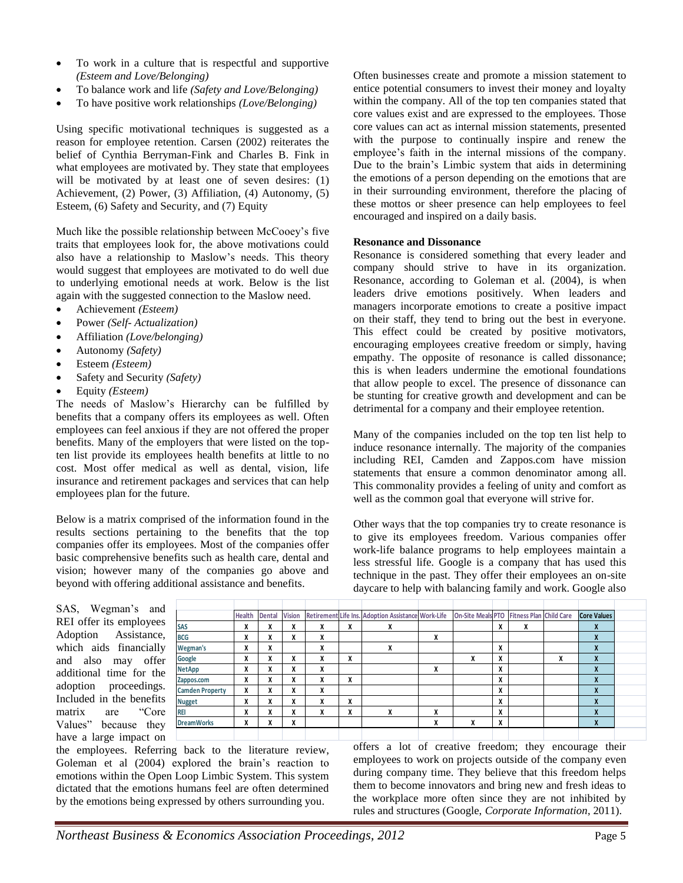- To work in a culture that is respectful and supportive *(Esteem and Love/Belonging)*
- To balance work and life *(Safety and Love/Belonging)*
- To have positive work relationships *(Love/Belonging)*

Using specific motivational techniques is suggested as a reason for employee retention. Carsen (2002) reiterates the belief of Cynthia Berryman-Fink and Charles B. Fink in what employees are motivated by. They state that employees will be motivated by at least one of seven desires: (1) Achievement, (2) Power, (3) Affiliation, (4) Autonomy, (5) Esteem, (6) Safety and Security, and (7) Equity

Much like the possible relationship between McCooey's five traits that employees look for, the above motivations could also have a relationship to Maslow's needs. This theory would suggest that employees are motivated to do well due to underlying emotional needs at work. Below is the list again with the suggested connection to the Maslow need.

- Achievement *(Esteem)*
- Power *(Self- Actualization)*
- Affiliation *(Love/belonging)*
- Autonomy *(Safety)*
- Esteem *(Esteem)*
- Safety and Security *(Safety)*
- Equity *(Esteem)*

The needs of Maslow's Hierarchy can be fulfilled by benefits that a company offers its employees as well. Often employees can feel anxious if they are not offered the proper benefits. Many of the employers that were listed on the top-ten list provide its employees health benefits at little to no cost. Most offer medical as well as dental, vision, life insurance and retirement packages and services that can help employees plan for the future.

Below is a matrix comprised of the information found in the results sections pertaining to the benefits that the top companies offer its employees. Most of the companies offer basic comprehensive benefits such as health care, dental and vision; however many of the companies go above and beyond with offering additional assistance and benefits.

SAS, Wegman's and REI offer its employees Adoption Assistance, which aids financially and also may offer additional time for the adoption proceedings. Included in the benefits matrix are "Core Values" because they have a large impact on the employees. Referring back to the literature review, Goleman et al (2004) explored the brain's reaction to emotions within the Open Loop Limbic System. This system dictated that the emotions humans feel are often determined by the emotions being expressed by others surrounding you.

| | Health | Dental | Vision | Retirement | Life Ins. | Adoption Assistance | Work-Life | On-Site Meals | PTO | Fitness Plan | Child Care | Core Values |
|---|---|---|---|---|---|---|---|---|---|---|---|---|
| SAS | X | X | X | X | X | X | | | X | X | | X |
| BCG | X | X | X | X | | | X | | | | | X |
| Wegman's | X | X | | X | | X | | | X | | | X |
| Google | X | X | X | X | X | | | X | X | | X | X |
| NetApp | X | X | X | X | | | X | | X | | | X |
| Zappos.com | X | X | X | X | X | | | | X | | | X |
| Camden Property | X | X | X | X | | | | | X | | | X |
| Nugget | X | X | X | X | X | | | | X | | | X |
| REI | X | X | X | X | X | X | X | | X | | | X |
| DreamWorks | X | X | X | | | | X | X | X | | | X |

Often businesses create and promote a mission statement to entice potential consumers to invest their money and loyalty within the company. All of the top ten companies stated that core values exist and are expressed to the employees. Those core values can act as internal mission statements, presented with the purpose to continually inspire and renew the employee's faith in the internal missions of the company. Due to the brain's Limbic system that aids in determining the emotions of a person depending on the emotions that are in their surrounding environment, therefore the placing of these mottos or sheer presence can help employees to feel encouraged and inspired on a daily basis.

**Resonance and Dissonance**

Resonance is considered something that every leader and company should strive to have in its organization. Resonance, according to Goleman et al. (2004), is when leaders drive emotions positively. When leaders and managers incorporate emotions to create a positive impact on their staff, they tend to bring out the best in everyone. This effect could be created by positive motivators, encouraging employees creative freedom or simply, having empathy. The opposite of resonance is called dissonance; this is when leaders undermine the emotional foundations that allow people to excel. The presence of dissonance can be stunting for creative growth and development and can be detrimental for a company and their employee retention.

Many of the companies included on the top ten list help to induce resonance internally. The majority of the companies including REI, Camden and Zappos.com have mission statements that ensure a common denominator among all. This commonality provides a feeling of unity and comfort as well as the common goal that everyone will strive for.

Other ways that the top companies try to create resonance is to give its employees freedom. Various companies offer work-life balance programs to help employees maintain a less stressful life. Google is a company that has used this technique in the past. They offer their employees an on-site daycare to help with balancing family and work. Google also offers a lot of creative freedom; they encourage their employees to work on projects outside of the company even during company time. They believe that this freedom helps them to become innovators and bring new and fresh ideas to the workplace more often since they are not inhibited by rules and structures (Google, *Corporate Information*, 2011).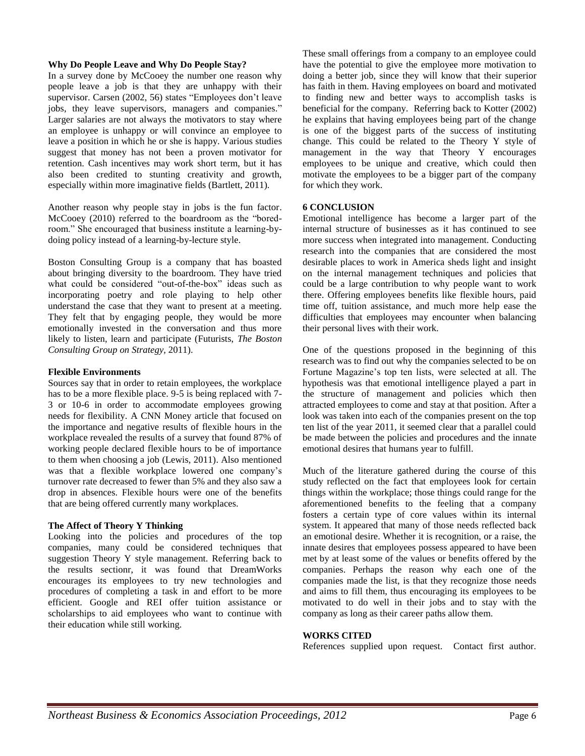**Why Do People Leave and Why Do People Stay?**

In a survey done by McCooey the number one reason why people leave a job is that they are unhappy with their supervisor. Carsen (2002, 56) states "Employees don't leave jobs, they leave supervisors, managers and companies." Larger salaries are not always the motivators to stay where an employee is unhappy or will convince an employee to leave a position in which he or she is happy. Various studies suggest that money has not been a proven motivator for retention. Cash incentives may work short term, but it has also been credited to stunting creativity and growth, especially within more imaginative fields (Bartlett, 2011).

Another reason why people stay in jobs is the fun factor. McCooey (2010) referred to the boardroom as the "bored-room." She encouraged that business institute a learning-by-doing policy instead of a learning-by-lecture style.

Boston Consulting Group is a company that has boasted about bringing diversity to the boardroom. They have tried what could be considered "out-of-the-box" ideas such as incorporating poetry and role playing to help other understand the case that they want to present at a meeting. They felt that by engaging people, they would be more emotionally invested in the conversation and thus more likely to listen, learn and participate (Futurists, *The Boston Consulting Group on Strategy*, 2011).

**Flexible Environments**

Sources say that in order to retain employees, the workplace has to be a more flexible place. 9-5 is being replaced with 7-3 or 10-6 in order to accommodate employees growing needs for flexibility. A CNN Money article that focused on the importance and negative results of flexible hours in the workplace revealed the results of a survey that found 87% of working people declared flexible hours to be of importance to them when choosing a job (Lewis, 2011). Also mentioned was that a flexible workplace lowered one company's turnover rate decreased to fewer than 5% and they also saw a drop in absences. Flexible hours were one of the benefits that are being offered currently many workplaces.

**The Affect of Theory Y Thinking**

Looking into the policies and procedures of the top companies, many could be considered techniques that suggestion Theory Y style management. Referring back to the results sectionr, it was found that DreamWorks encourages its employees to try new technologies and procedures of completing a task in and effort to be more efficient. Google and REI offer tuition assistance or scholarships to aid employees who want to continue with their education while still working.

These small offerings from a company to an employee could have the potential to give the employee more motivation to doing a better job, since they will know that their superior has faith in them. Having employees on board and motivated to finding new and better ways to accomplish tasks is beneficial for the company. Referring back to Kotter (2002) he explains that having employees being part of the change is one of the biggest parts of the success of instituting change. This could be related to the Theory Y style of management in the way that Theory Y encourages employees to be unique and creative, which could then motivate the employees to be a bigger part of the company for which they work.

## 6 CONCLUSION

Emotional intelligence has become a larger part of the internal structure of businesses as it has continued to see more success when integrated into management. Conducting research into the companies that are considered the most desirable places to work in America sheds light and insight on the internal management techniques and policies that could be a large contribution to why people want to work there. Offering employees benefits like flexible hours, paid time off, tuition assistance, and much more help ease the difficulties that employees may encounter when balancing their personal lives with their work.

One of the questions proposed in the beginning of this research was to find out why the companies selected to be on Fortune Magazine's top ten lists, were selected at all. The hypothesis was that emotional intelligence played a part in the structure of management and policies which then attracted employees to come and stay at that position. After a look was taken into each of the companies present on the top ten list of the year 2011, it seemed clear that a parallel could be made between the policies and procedures and the innate emotional desires that humans year to fulfill.

Much of the literature gathered during the course of this study reflected on the fact that employees look for certain things within the workplace; those things could range for the aforementioned benefits to the feeling that a company fosters a certain type of core values within its internal system. It appeared that many of those needs reflected back an emotional desire. Whether it is recognition, or a raise, the innate desires that employees possess appeared to have been met by at least some of the values or benefits offered by the companies. Perhaps the reason why each one of the companies made the list, is that they recognize those needs and aims to fill them, thus encouraging its employees to be motivated to do well in their jobs and to stay with the company as long as their career paths allow them.

## WORKS CITED

References supplied upon request. Contact first author.